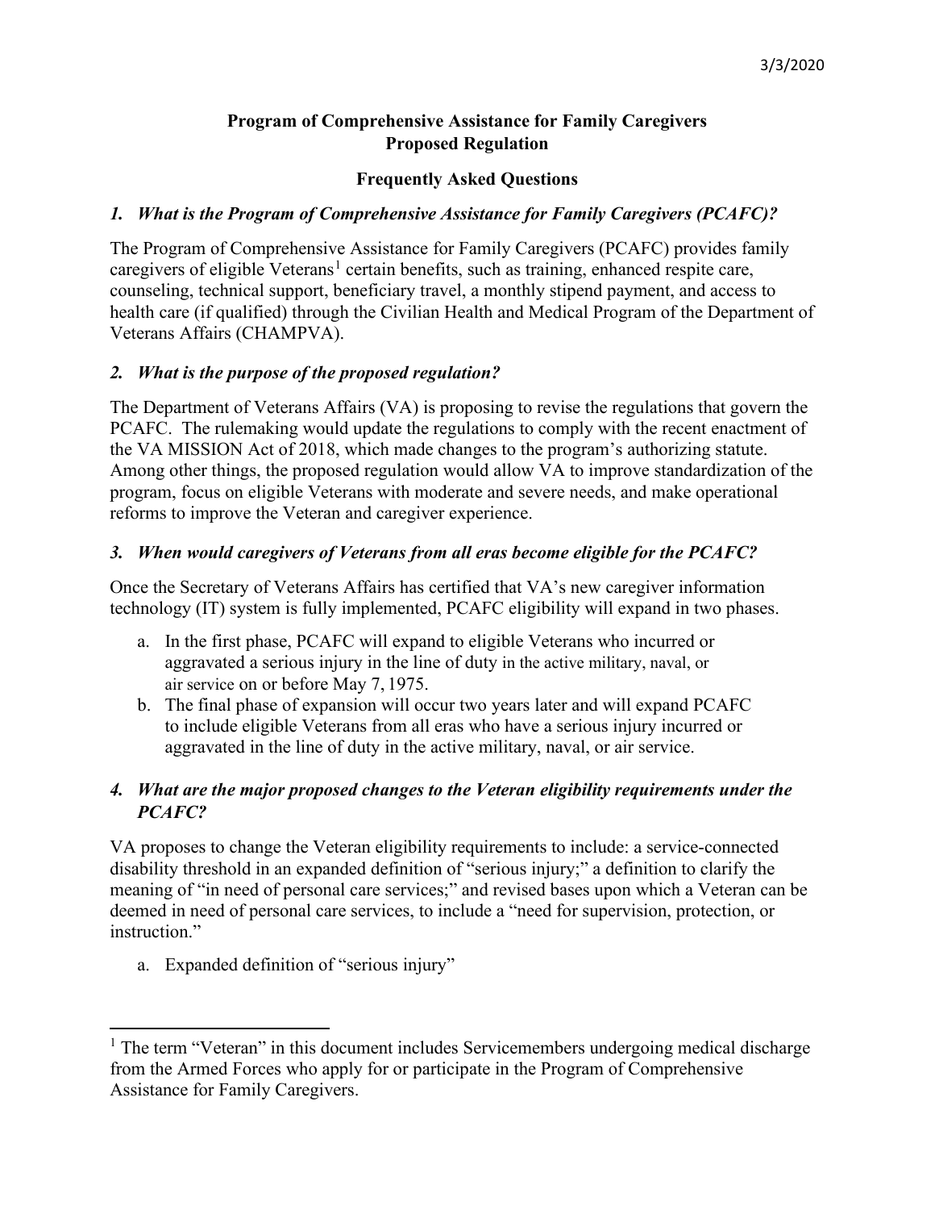3/3/2020

# Program of Comprehensive Assistance for Family Caregivers Proposed Regulation

## Frequently Asked Questions

### *1. What is the Program of Comprehensive Assistance for Family Caregivers (PCAFC)?*

The Program of Comprehensive Assistance for Family Caregivers (PCAFC) provides family caregivers of eligible Veterans[1] certain benefits, such as training, enhanced respite care, counseling, technical support, beneficiary travel, a monthly stipend payment, and access to health care (if qualified) through the Civilian Health and Medical Program of the Department of Veterans Affairs (CHAMPVA).

### *2. What is the purpose of the proposed regulation?*

The Department of Veterans Affairs (VA) is proposing to revise the regulations that govern the PCAFC. The rulemaking would update the regulations to comply with the recent enactment of the VA MISSION Act of 2018, which made changes to the program's authorizing statute. Among other things, the proposed regulation would allow VA to improve standardization of the program, focus on eligible Veterans with moderate and severe needs, and make operational reforms to improve the Veteran and caregiver experience.

### *3. When would caregivers of Veterans from all eras become eligible for the PCAFC?*

Once the Secretary of Veterans Affairs has certified that VA's new caregiver information technology (IT) system is fully implemented, PCAFC eligibility will expand in two phases.

a. In the first phase, PCAFC will expand to eligible Veterans who incurred or aggravated a serious injury in the line of duty in the active military, naval, or air service on or before May 7, 1975.
b. The final phase of expansion will occur two years later and will expand PCAFC to include eligible Veterans from all eras who have a serious injury incurred or aggravated in the line of duty in the active military, naval, or air service.

### *4. What are the major proposed changes to the Veteran eligibility requirements under the PCAFC?*

VA proposes to change the Veteran eligibility requirements to include: a service-connected disability threshold in an expanded definition of "serious injury;" a definition to clarify the meaning of "in need of personal care services;" and revised bases upon which a Veteran can be deemed in need of personal care services, to include a "need for supervision, protection, or instruction."

a. Expanded definition of "serious injury"

---

[1] The term "Veteran" in this document includes Servicemembers undergoing medical discharge from the Armed Forces who apply for or participate in the Program of Comprehensive Assistance for Family Caregivers.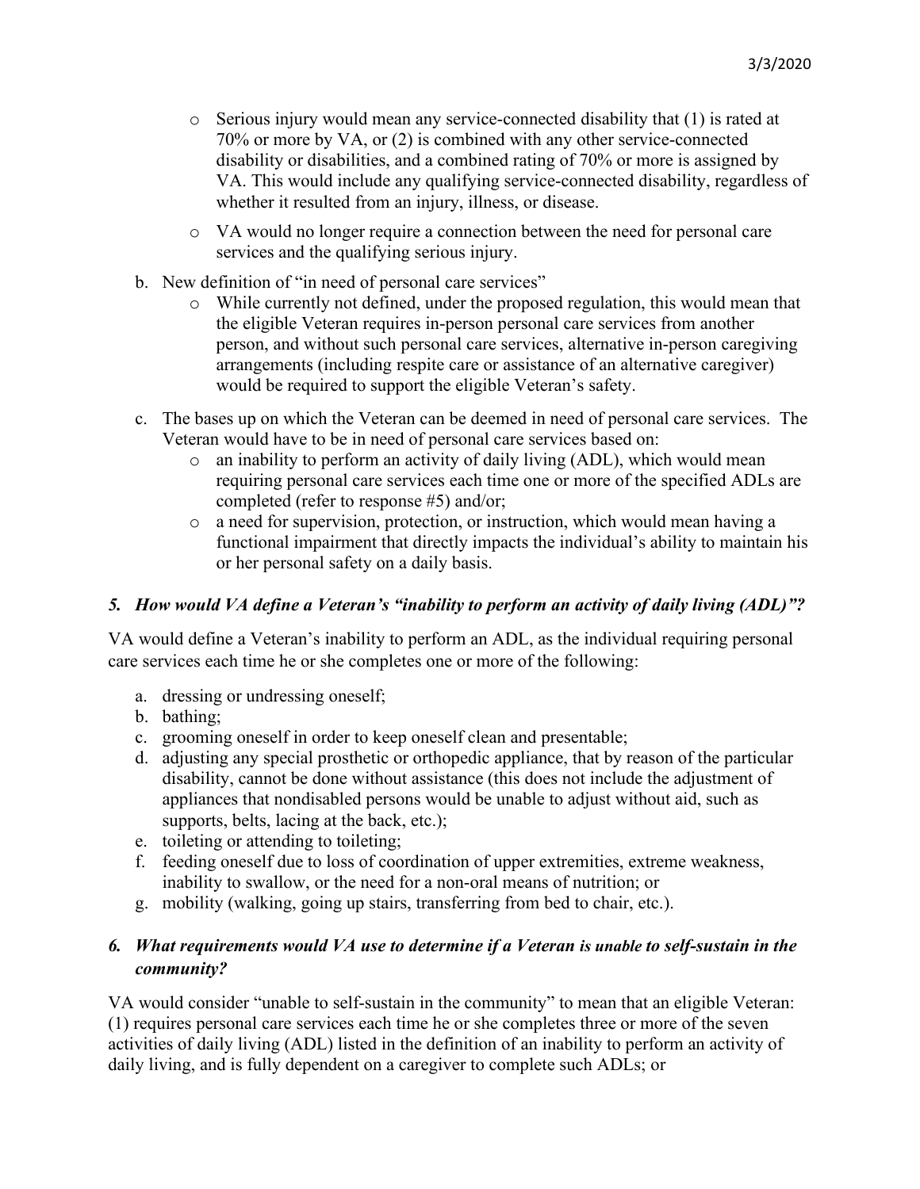- Serious injury would mean any service-connected disability that (1) is rated at 70% or more by VA, or (2) is combined with any other service-connected disability or disabilities, and a combined rating of 70% or more is assigned by VA. This would include any qualifying service-connected disability, regardless of whether it resulted from an injury, illness, or disease.
- VA would no longer require a connection between the need for personal care services and the qualifying serious injury.

b. New definition of "in need of personal care services"
   - While currently not defined, under the proposed regulation, this would mean that the eligible Veteran requires in-person personal care services from another person, and without such personal care services, alternative in-person caregiving arrangements (including respite care or assistance of an alternative caregiver) would be required to support the eligible Veteran's safety.

c. The bases up on which the Veteran can be deemed in need of personal care services. The Veteran would have to be in need of personal care services based on:
   - an inability to perform an activity of daily living (ADL), which would mean requiring personal care services each time one or more of the specified ADLs are completed (refer to response #5) and/or;
   - a need for supervision, protection, or instruction, which would mean having a functional impairment that directly impacts the individual's ability to maintain his or her personal safety on a daily basis.

### *5. How would VA define a Veteran's "inability to perform an activity of daily living (ADL)"?*

VA would define a Veteran's inability to perform an ADL, as the individual requiring personal care services each time he or she completes one or more of the following:

a. dressing or undressing oneself;
b. bathing;
c. grooming oneself in order to keep oneself clean and presentable;
d. adjusting any special prosthetic or orthopedic appliance, that by reason of the particular disability, cannot be done without assistance (this does not include the adjustment of appliances that nondisabled persons would be unable to adjust without aid, such as supports, belts, lacing at the back, etc.);
e. toileting or attending to toileting;
f. feeding oneself due to loss of coordination of upper extremities, extreme weakness, inability to swallow, or the need for a non-oral means of nutrition; or
g. mobility (walking, going up stairs, transferring from bed to chair, etc.).

### *6. What requirements would VA use to determine if a Veteran is unable to self-sustain in the community?*

VA would consider "unable to self-sustain in the community" to mean that an eligible Veteran: (1) requires personal care services each time he or she completes three or more of the seven activities of daily living (ADL) listed in the definition of an inability to perform an activity of daily living, and is fully dependent on a caregiver to complete such ADLs; or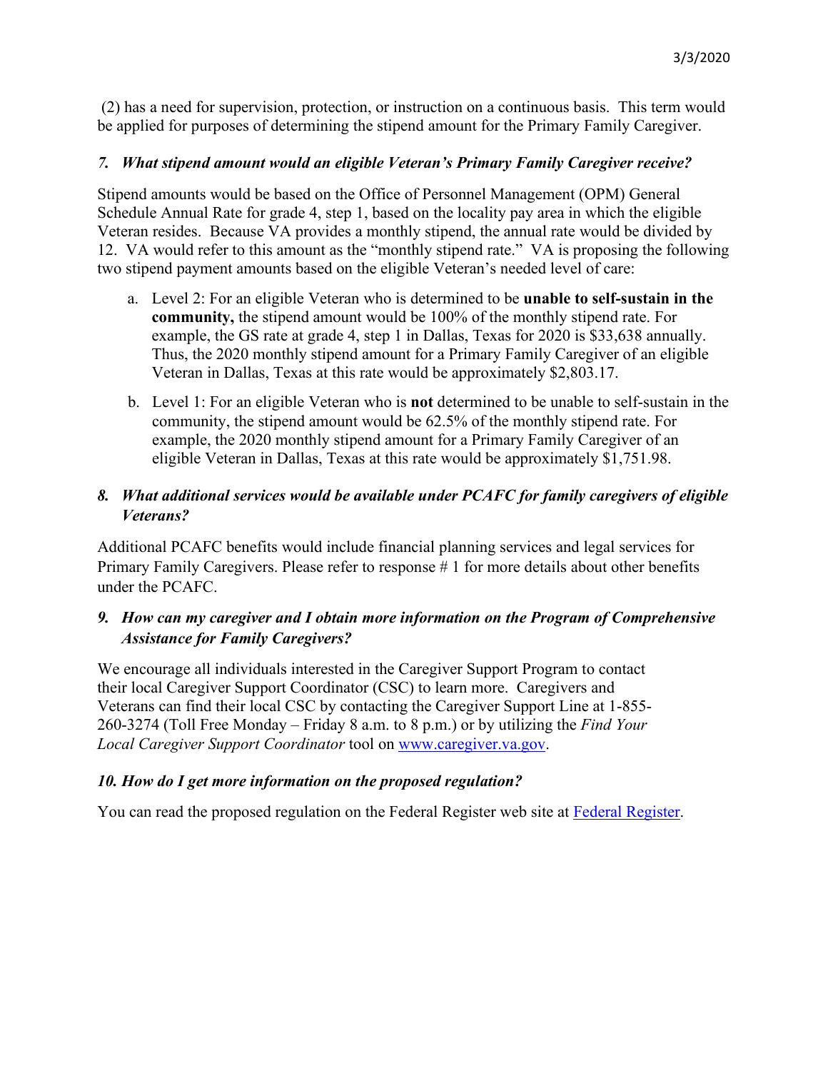(2) has a need for supervision, protection, or instruction on a continuous basis. This term would be applied for purposes of determining the stipend amount for the Primary Family Caregiver.

### *7. What stipend amount would an eligible Veteran's Primary Family Caregiver receive?*

Stipend amounts would be based on the Office of Personnel Management (OPM) General Schedule Annual Rate for grade 4, step 1, based on the locality pay area in which the eligible Veteran resides. Because VA provides a monthly stipend, the annual rate would be divided by 12. VA would refer to this amount as the "monthly stipend rate." VA is proposing the following two stipend payment amounts based on the eligible Veteran's needed level of care:

a. Level 2: For an eligible Veteran who is determined to be **unable to self-sustain in the community,** the stipend amount would be 100% of the monthly stipend rate. For example, the GS rate at grade 4, step 1 in Dallas, Texas for 2020 is $33,638 annually. Thus, the 2020 monthly stipend amount for a Primary Family Caregiver of an eligible Veteran in Dallas, Texas at this rate would be approximately $2,803.17.

b. Level 1: For an eligible Veteran who is **not** determined to be unable to self-sustain in the community, the stipend amount would be 62.5% of the monthly stipend rate. For example, the 2020 monthly stipend amount for a Primary Family Caregiver of an eligible Veteran in Dallas, Texas at this rate would be approximately $1,751.98.

### *8. What additional services would be available under PCAFC for family caregivers of eligible Veterans?*

Additional PCAFC benefits would include financial planning services and legal services for Primary Family Caregivers. Please refer to response # 1 for more details about other benefits under the PCAFC.

### *9. How can my caregiver and I obtain more information on the Program of Comprehensive Assistance for Family Caregivers?*

We encourage all individuals interested in the Caregiver Support Program to contact their local Caregiver Support Coordinator (CSC) to learn more. Caregivers and Veterans can find their local CSC by contacting the Caregiver Support Line at 1-855-260-3274 (Toll Free Monday – Friday 8 a.m. to 8 p.m.) or by utilizing the *Find Your Local Caregiver Support Coordinator* tool on www.caregiver.va.gov.

### *10. How do I get more information on the proposed regulation?*

You can read the proposed regulation on the Federal Register web site at Federal Register.